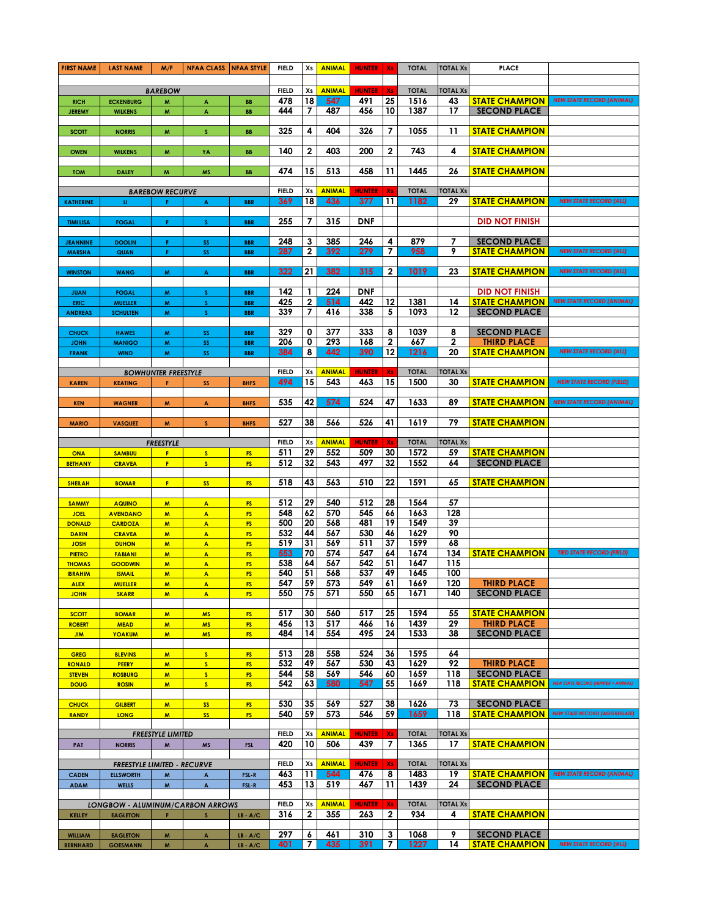| FIRST NAME | LAST NAME | M/F | NFAA CLASS | NFAA STYLE | FIELD | Xs | ANIMAL | HUNTER | Xs | TOTAL | TOTAL Xs | PLACE | |
|---|---|---|---|---|---|---|---|---|---|---|---|---|---|
| | | | | | | | | | | | | | |
| **BAREBOW** | | | | | FIELD | Xs | ANIMAL | HUNTER | Xs | TOTAL | TOTAL Xs | | |
| RICH | ECKENBURG | M | A | BB | 478 | 18 | 547 | 491 | 25 | 1516 | 43 | STATE CHAMPION | NEW STATE RECORD (ANIMAL) |
| JEREMY | WILKENS | M | A | BB | 444 | 7 | 487 | 456 | 10 | 1387 | 17 | SECOND PLACE | |
| | | | | | | | | | | | | | |
| SCOTT | NORRIS | M | S | BB | 325 | 4 | 404 | 326 | 7 | 1055 | 11 | STATE CHAMPION | |
| | | | | | | | | | | | | | |
| OWEN | WILKENS | M | YA | BB | 140 | 2 | 403 | 200 | 2 | 743 | 4 | STATE CHAMPION | |
| | | | | | | | | | | | | | |
| TOM | DALEY | M | MS | BB | 474 | 15 | 513 | 458 | 11 | 1445 | 26 | STATE CHAMPION | |
| | | | | | | | | | | | | | |
| **BAREBOW RECURVE** | | | | | FIELD | Xs | ANIMAL | HUNTER | Xs | TOTAL | TOTAL Xs | | |
| KATHERINE | LI | F | A | BBR | 369 | 18 | 436 | 377 | 11 | 1182 | 29 | STATE CHAMPION | NEW STATE RECORD (ALL) |
| | | | | | | | | | | | | | |
| TIMI LISA | FOGAL | F | S | BBR | 255 | 7 | 315 | DNF | | | | DID NOT FINISH | |
| | | | | | | | | | | | | | |
| JEANNINE | DOOLIN | F | SS | BBR | 248 | 3 | 385 | 246 | 4 | 879 | 7 | SECOND PLACE | |
| MARSHA | QUAN | F | SS | BBR | 287 | 2 | 392 | 279 | 7 | 958 | 9 | STATE CHAMPION | NEW STATE RECORD (ALL) |
| | | | | | | | | | | | | | |
| WINSTON | WANG | M | A | BBR | 322 | 21 | 382 | 315 | 2 | 1019 | 23 | STATE CHAMPION | NEW STATE RECORD (ALL) |
| | | | | | | | | | | | | | |
| JUAN | FOGAL | M | S | BBR | 142 | 1 | 224 | DNF | | | | DID NOT FINISH | |
| ERIC | MUELLER | M | S | BBR | 425 | 2 | 514 | 442 | 12 | 1381 | 14 | STATE CHAMPION | NEW STATE RECORD (ANIMAL) |
| ANDREAS | SCHULTEN | M | S | BBR | 339 | 7 | 416 | 338 | 5 | 1093 | 12 | SECOND PLACE | |
| | | | | | | | | | | | | | |
| CHUCK | HAWES | M | SS | BBR | 329 | 0 | 377 | 333 | 8 | 1039 | 8 | SECOND PLACE | |
| JOHN | MANIGO | M | SS | BBR | 206 | 0 | 293 | 168 | 2 | 667 | 2 | THIRD PLACE | |
| FRANK | WIND | M | SS | BBR | 384 | 8 | 442 | 390 | 12 | 1216 | 20 | STATE CHAMPION | NEW STATE RECORD (ALL) |
| | | | | | | | | | | | | | |
| **BOWHUNTER FREESTYLE** | | | | | FIELD | Xs | ANIMAL | HUNTER | Xs | TOTAL | TOTAL Xs | | |
| KAREN | KEATING | F | SS | BHFS | 494 | 15 | 543 | 463 | 15 | 1500 | 30 | STATE CHAMPION | NEW STATE RECORD (FIELD) |
| | | | | | | | | | | | | | |
| KEN | WAGNER | M | A | BHFS | 535 | 42 | 574 | 524 | 47 | 1633 | 89 | STATE CHAMPION | NEW STATE RECORD (ANIMAL) |
| | | | | | | | | | | | | | |
| MARIO | VASQUEZ | M | S | BHFS | 527 | 38 | 566 | 526 | 41 | 1619 | 79 | STATE CHAMPION | |
| | | | | | | | | | | | | | |
| **FREESTYLE** | | | | | FIELD | Xs | ANIMAL | HUNTER | Xs | TOTAL | TOTAL Xs | | |
| ONA | SAMBUU | F | S | FS | 511 | 29 | 552 | 509 | 30 | 1572 | 59 | STATE CHAMPION | |
| BETHANY | CRAVEA | F | S | FS | 512 | 32 | 543 | 497 | 32 | 1552 | 64 | SECOND PLACE | |
| | | | | | | | | | | | | | |
| SHEILAH | BOMAR | F | SS | FS | 518 | 43 | 563 | 510 | 22 | 1591 | 65 | STATE CHAMPION | |
| | | | | | | | | | | | | | |
| SAMMY | AQUINO | M | A | FS | 512 | 29 | 540 | 512 | 28 | 1564 | 57 | | |
| JOEL | AVENDANO | M | A | FS | 548 | 62 | 570 | 545 | 66 | 1663 | 128 | | |
| DONALD | CARDOZA | M | A | FS | 500 | 20 | 568 | 481 | 19 | 1549 | 39 | | |
| DARIN | CRAVEA | M | A | FS | 532 | 44 | 567 | 530 | 46 | 1629 | 90 | | |
| JOSH | DUHON | M | A | FS | 519 | 31 | 569 | 511 | 37 | 1599 | 68 | | |
| PIETRO | FABIANI | M | A | FS | 553 | 70 | 574 | 547 | 64 | 1674 | 134 | STATE CHAMPION | TIED STATE RECORD (FIELD) |
| THOMAS | GOODWIN | M | A | FS | 538 | 64 | 567 | 542 | 51 | 1647 | 115 | | |
| IBRAHIM | ISMAIL | M | A | FS | 540 | 51 | 568 | 537 | 49 | 1645 | 100 | | |
| ALEX | MUELLER | M | A | FS | 547 | 59 | 573 | 549 | 61 | 1669 | 120 | THIRD PLACE | |
| JOHN | SKARR | M | A | FS | 550 | 75 | 571 | 550 | 65 | 1671 | 140 | SECOND PLACE | |
| | | | | | | | | | | | | | |
| SCOTT | BOMAR | M | MS | FS | 517 | 30 | 560 | 517 | 25 | 1594 | 55 | STATE CHAMPION | |
| ROBERT | MEAD | M | MS | FS | 456 | 13 | 517 | 466 | 16 | 1439 | 29 | THIRD PLACE | |
| JIM | YOAKUM | M | MS | FS | 484 | 14 | 554 | 495 | 24 | 1533 | 38 | SECOND PLACE | |
| | | | | | | | | | | | | | |
| GREG | BLEVINS | M | S | FS | 513 | 28 | 558 | 524 | 36 | 1595 | 64 | | |
| RONALD | PEERY | M | S | FS | 532 | 49 | 567 | 530 | 43 | 1629 | 92 | THIRD PLACE | |
| STEVEN | ROSBURG | M | S | FS | 544 | 58 | 569 | 546 | 60 | 1659 | 118 | SECOND PLACE | |
| DOUG | ROSIN | M | S | FS | 542 | 63 | 580 | 547 | 55 | 1669 | 118 | STATE CHAMPION | NEW STATE RECORD (HUNTER + ANIMAL) |
| | | | | | | | | | | | | | |
| CHUCK | GILBERT | M | SS | FS | 530 | 35 | 569 | 527 | 38 | 1626 | 73 | SECOND PLACE | |
| RANDY | LONG | M | SS | FS | 540 | 59 | 573 | 546 | 59 | 1659 | 118 | STATE CHAMPION | NEW STATE RECORD (AGGREGATE) |
| | | | | | | | | | | | | | |
| **FREESTYLE LIMITED** | | | | | FIELD | Xs | ANIMAL | HUNTER | Xs | TOTAL | TOTAL Xs | | |
| PAT | NORRIS | M | MS | FSL | 420 | 10 | 506 | 439 | 7 | 1365 | 17 | STATE CHAMPION | |
| | | | | | | | | | | | | | |
| **FREESTYLE LIMITED - RECURVE** | | | | | FIELD | Xs | ANIMAL | HUNTER | Xs | TOTAL | TOTAL Xs | | |
| CADEN | ELLSWORTH | M | A | FSL-R | 463 | 11 | 544 | 476 | 8 | 1483 | 19 | STATE CHAMPION | NEW STATE RECORD (ANIMAL) |
| ADAM | WELLS | M | A | FSL-R | 453 | 13 | 519 | 467 | 11 | 1439 | 24 | SECOND PLACE | |
| | | | | | | | | | | | | | |
| **LONGBOW - ALUMINUM/CARBON ARROWS** | | | | | FIELD | Xs | ANIMAL | HUNTER | Xs | TOTAL | TOTAL Xs | | |
| KELLEY | EAGLETON | F | S | LB - A/C | 316 | 2 | 355 | 263 | 2 | 934 | 4 | STATE CHAMPION | |
| | | | | | | | | | | | | | |
| WILLIAM | EAGLETON | M | A | LB - A/C | 297 | 6 | 461 | 310 | 3 | 1068 | 9 | SECOND PLACE | |
| BERNHARD | GOESMANN | M | A | LB - A/C | 401 | 7 | 435 | 391 | 7 | 1227 | 14 | STATE CHAMPION | NEW STATE RECORD (ALL) |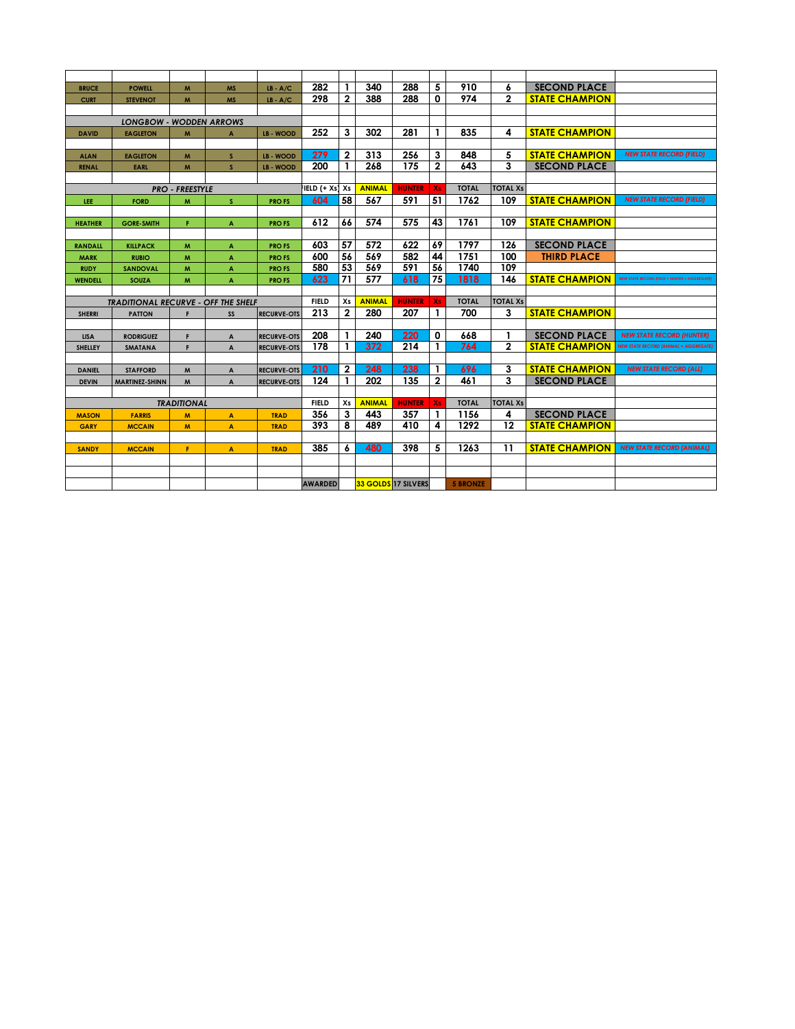| | | | | | | | | | | | | | |
|---|---|---|---|---|---|---|---|---|---|---|---|---|---|
| BRUCE | POWELL | M | MS | LB - A/C | 282 | 1 | 340 | 288 | 5 | 910 | 6 | SECOND PLACE | |
| CURT | STEVENOT | M | MS | LB - A/C | 298 | 2 | 388 | 288 | 0 | 974 | 2 | STATE CHAMPION | |
| | | | | | | | | | | | | | |
| LONGBOW - WODDEN ARROWS | | | | | | | | | | | | | |
| DAVID | EAGLETON | M | A | LB - WOOD | 252 | 3 | 302 | 281 | 1 | 835 | 4 | STATE CHAMPION | |
| | | | | | | | | | | | | | |
| ALAN | EAGLETON | M | S | LB - WOOD | 279 | 2 | 313 | 256 | 3 | 848 | 5 | STATE CHAMPION | NEW STATE RECORD (FIELD) |
| RENAL | EARL | M | S | LB - WOOD | 200 | 1 | 268 | 175 | 2 | 643 | 3 | SECOND PLACE | |
| | | | | | | | | | | | | | |
| PRO - FREESTYLE | | | | | FIELD (+ Xs) | Xs | ANIMAL | HUNTER | Xs | TOTAL | TOTAL Xs | | |
| LEE | FORD | M | S | PRO FS | 604 | 58 | 567 | 591 | 51 | 1762 | 109 | STATE CHAMPION | NEW STATE RECORD (FIELD) |
| | | | | | | | | | | | | | |
| HEATHER | GORE-SMITH | F | A | PRO FS | 612 | 66 | 574 | 575 | 43 | 1761 | 109 | STATE CHAMPION | |
| | | | | | | | | | | | | | |
| RANDALL | KILLPACK | M | A | PRO FS | 603 | 57 | 572 | 622 | 69 | 1797 | 126 | SECOND PLACE | |
| MARK | RUBIO | M | A | PRO FS | 600 | 56 | 569 | 582 | 44 | 1751 | 100 | THIRD PLACE | |
| RUDY | SANDOVAL | M | A | PRO FS | 580 | 53 | 569 | 591 | 56 | 1740 | 109 | | |
| WENDELL | SOUZA | M | A | PRO FS | 623 | 71 | 577 | 618 | 75 | 1818 | 146 | STATE CHAMPION | NEW STATE RECORD (FIELD + HUNTER + AGGREGATE) |
| | | | | | | | | | | | | | |
| TRADITIONAL RECURVE - OFF THE SHELF | | | | | FIELD | Xs | ANIMAL | HUNTER | Xs | TOTAL | TOTAL Xs | | |
| SHERRI | PATTON | F | SS | RECURVE-OTS | 213 | 2 | 280 | 207 | 1 | 700 | 3 | STATE CHAMPION | |
| | | | | | | | | | | | | | |
| LISA | RODRIGUEZ | F | A | RECURVE-OTS | 208 | 1 | 240 | 220 | 0 | 668 | 1 | SECOND PLACE | NEW STATE RECORD (HUNTER) |
| SHELLEY | SMATANA | F | A | RECURVE-OTS | 178 | 1 | 372 | 214 | 1 | 764 | 2 | STATE CHAMPION | NEW STATE RECORD (ANIMAL + AGGREGATE) |
| | | | | | | | | | | | | | |
| DANIEL | STAFFORD | M | A | RECURVE-OTS | 210 | 2 | 248 | 238 | 1 | 696 | 3 | STATE CHAMPION | NEW STATE RECORD (ALL) |
| DEVIN | MARTINEZ-SHINN | M | A | RECURVE-OTS | 124 | 1 | 202 | 135 | 2 | 461 | 3 | SECOND PLACE | |
| | | | | | | | | | | | | | |
| TRADITIONAL | | | | | FIELD | Xs | ANIMAL | HUNTER | Xs | TOTAL | TOTAL Xs | | |
| MASON | FARRIS | M | A | TRAD | 356 | 3 | 443 | 357 | 1 | 1156 | 4 | SECOND PLACE | |
| GARY | MCCAIN | M | A | TRAD | 393 | 8 | 489 | 410 | 4 | 1292 | 12 | STATE CHAMPION | |
| | | | | | | | | | | | | | |
| SANDY | MCCAIN | F | A | TRAD | 385 | 6 | 480 | 398 | 5 | 1263 | 11 | STATE CHAMPION | NEW STATE RECORD (ANIMAL) |
| | | | | | | | | | | | | | |
| | | | | | | | | | | | | | |
| | | | | | AWARDED | | 33 GOLDS | 17 SILVERS | | 5 BRONZE | | | |